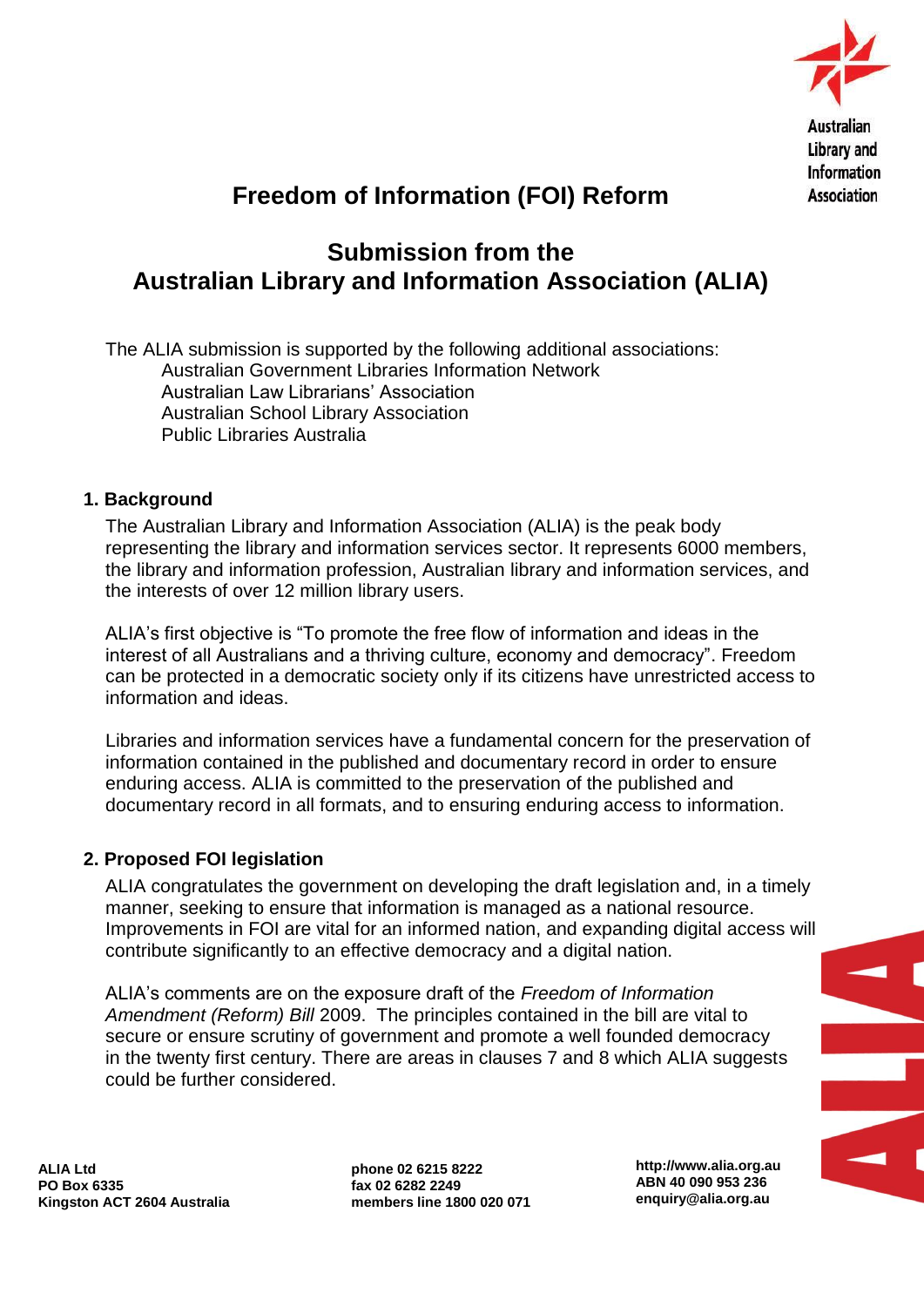# Freedom of Information (FOI) Reform

## Submission from the Australian Library and Information Association (ALIA)

The ALIA submission is supported by the following additional associations:

- Australian Government Libraries Information Network
- Australian Law Librarians' Association
- Australian School Library Association
- Public Libraries Australia

### 1. Background

The Australian Library and Information Association (ALIA) is the peak body representing the library and information services sector. It represents 6000 members, the library and information profession, Australian library and information services, and the interests of over 12 million library users.

ALIA's first objective is "To promote the free flow of information and ideas in the interest of all Australians and a thriving culture, economy and democracy". Freedom can be protected in a democratic society only if its citizens have unrestricted access to information and ideas.

Libraries and information services have a fundamental concern for the preservation of information contained in the published and documentary record in order to ensure enduring access. ALIA is committed to the preservation of the published and documentary record in all formats, and to ensuring enduring access to information.

### 2. Proposed FOI legislation

ALIA congratulates the government on developing the draft legislation and, in a timely manner, seeking to ensure that information is managed as a national resource. Improvements in FOI are vital for an informed nation, and expanding digital access will contribute significantly to an effective democracy and a digital nation.

ALIA's comments are on the exposure draft of the *Freedom of Information Amendment (Reform) Bill* 2009. The principles contained in the bill are vital to secure or ensure scrutiny of government and promote a well founded democracy in the twenty first century. There are areas in clauses 7 and 8 which ALIA suggests could be further considered.

**ALIA Ltd**
**PO Box 6335**
**Kingston ACT 2604 Australia**

**phone 02 6215 8222**
**fax 02 6282 2249**
**members line 1800 020 071**

**http://www.alia.org.au**
**ABN 40 090 953 236**
**enquiry@alia.org.au**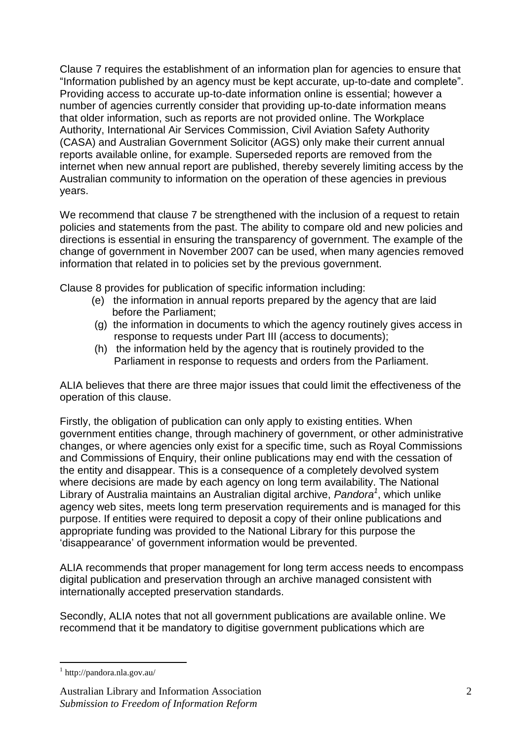Clause 7 requires the establishment of an information plan for agencies to ensure that "Information published by an agency must be kept accurate, up-to-date and complete". Providing access to accurate up-to-date information online is essential; however a number of agencies currently consider that providing up-to-date information means that older information, such as reports are not provided online. The Workplace Authority, International Air Services Commission, Civil Aviation Safety Authority (CASA) and Australian Government Solicitor (AGS) only make their current annual reports available online, for example. Superseded reports are removed from the internet when new annual report are published, thereby severely limiting access by the Australian community to information on the operation of these agencies in previous years.

We recommend that clause 7 be strengthened with the inclusion of a request to retain policies and statements from the past. The ability to compare old and new policies and directions is essential in ensuring the transparency of government. The example of the change of government in November 2007 can be used, when many agencies removed information that related in to policies set by the previous government.

Clause 8 provides for publication of specific information including:

(e) the information in annual reports prepared by the agency that are laid before the Parliament;

(g) the information in documents to which the agency routinely gives access in response to requests under Part III (access to documents);

(h) the information held by the agency that is routinely provided to the Parliament in response to requests and orders from the Parliament.

ALIA believes that there are three major issues that could limit the effectiveness of the operation of this clause.

Firstly, the obligation of publication can only apply to existing entities. When government entities change, through machinery of government, or other administrative changes, or where agencies only exist for a specific time, such as Royal Commissions and Commissions of Enquiry, their online publications may end with the cessation of the entity and disappear. This is a consequence of a completely devolved system where decisions are made by each agency on long term availability. The National Library of Australia maintains an Australian digital archive, *Pandora*[1], which unlike agency web sites, meets long term preservation requirements and is managed for this purpose. If entities were required to deposit a copy of their online publications and appropriate funding was provided to the National Library for this purpose the 'disappearance' of government information would be prevented.

ALIA recommends that proper management for long term access needs to encompass digital publication and preservation through an archive managed consistent with internationally accepted preservation standards.

Secondly, ALIA notes that not all government publications are available online. We recommend that it be mandatory to digitise government publications which are

---

[1] http://pandora.nla.gov.au/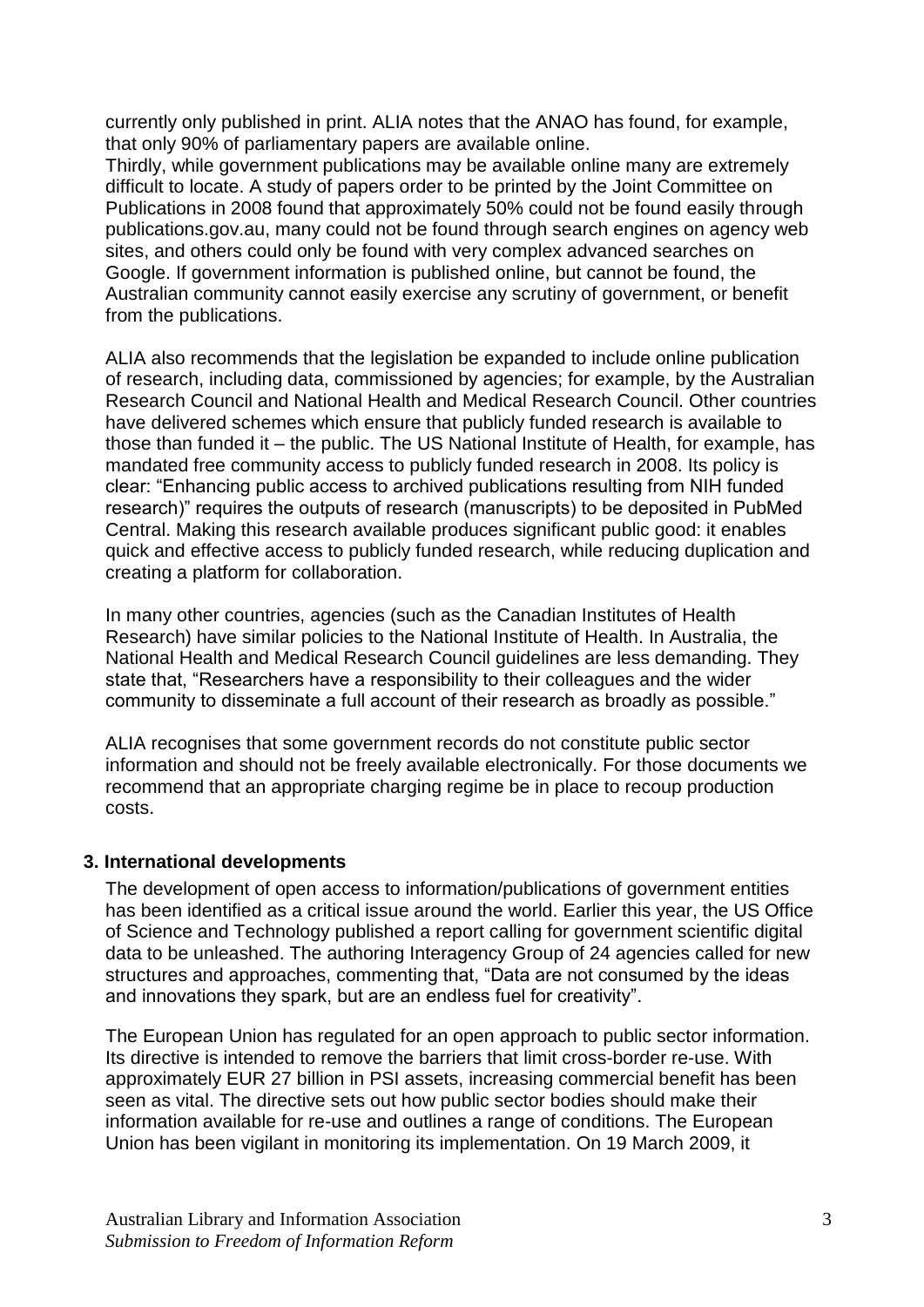currently only published in print. ALIA notes that the ANAO has found, for example, that only 90% of parliamentary papers are available online.
Thirdly, while government publications may be available online many are extremely difficult to locate. A study of papers order to be printed by the Joint Committee on Publications in 2008 found that approximately 50% could not be found easily through publications.gov.au, many could not be found through search engines on agency web sites, and others could only be found with very complex advanced searches on Google. If government information is published online, but cannot be found, the Australian community cannot easily exercise any scrutiny of government, or benefit from the publications.

ALIA also recommends that the legislation be expanded to include online publication of research, including data, commissioned by agencies; for example, by the Australian Research Council and National Health and Medical Research Council. Other countries have delivered schemes which ensure that publicly funded research is available to those than funded it – the public. The US National Institute of Health, for example, has mandated free community access to publicly funded research in 2008. Its policy is clear: "Enhancing public access to archived publications resulting from NIH funded research)" requires the outputs of research (manuscripts) to be deposited in PubMed Central. Making this research available produces significant public good: it enables quick and effective access to publicly funded research, while reducing duplication and creating a platform for collaboration.

In many other countries, agencies (such as the Canadian Institutes of Health Research) have similar policies to the National Institute of Health. In Australia, the National Health and Medical Research Council guidelines are less demanding. They state that, "Researchers have a responsibility to their colleagues and the wider community to disseminate a full account of their research as broadly as possible."

ALIA recognises that some government records do not constitute public sector information and should not be freely available electronically. For those documents we recommend that an appropriate charging regime be in place to recoup production costs.

### 3. International developments

The development of open access to information/publications of government entities has been identified as a critical issue around the world. Earlier this year, the US Office of Science and Technology published a report calling for government scientific digital data to be unleashed. The authoring Interagency Group of 24 agencies called for new structures and approaches, commenting that, "Data are not consumed by the ideas and innovations they spark, but are an endless fuel for creativity".

The European Union has regulated for an open approach to public sector information. Its directive is intended to remove the barriers that limit cross-border re-use. With approximately EUR 27 billion in PSI assets, increasing commercial benefit has been seen as vital. The directive sets out how public sector bodies should make their information available for re-use and outlines a range of conditions. The European Union has been vigilant in monitoring its implementation. On 19 March 2009, it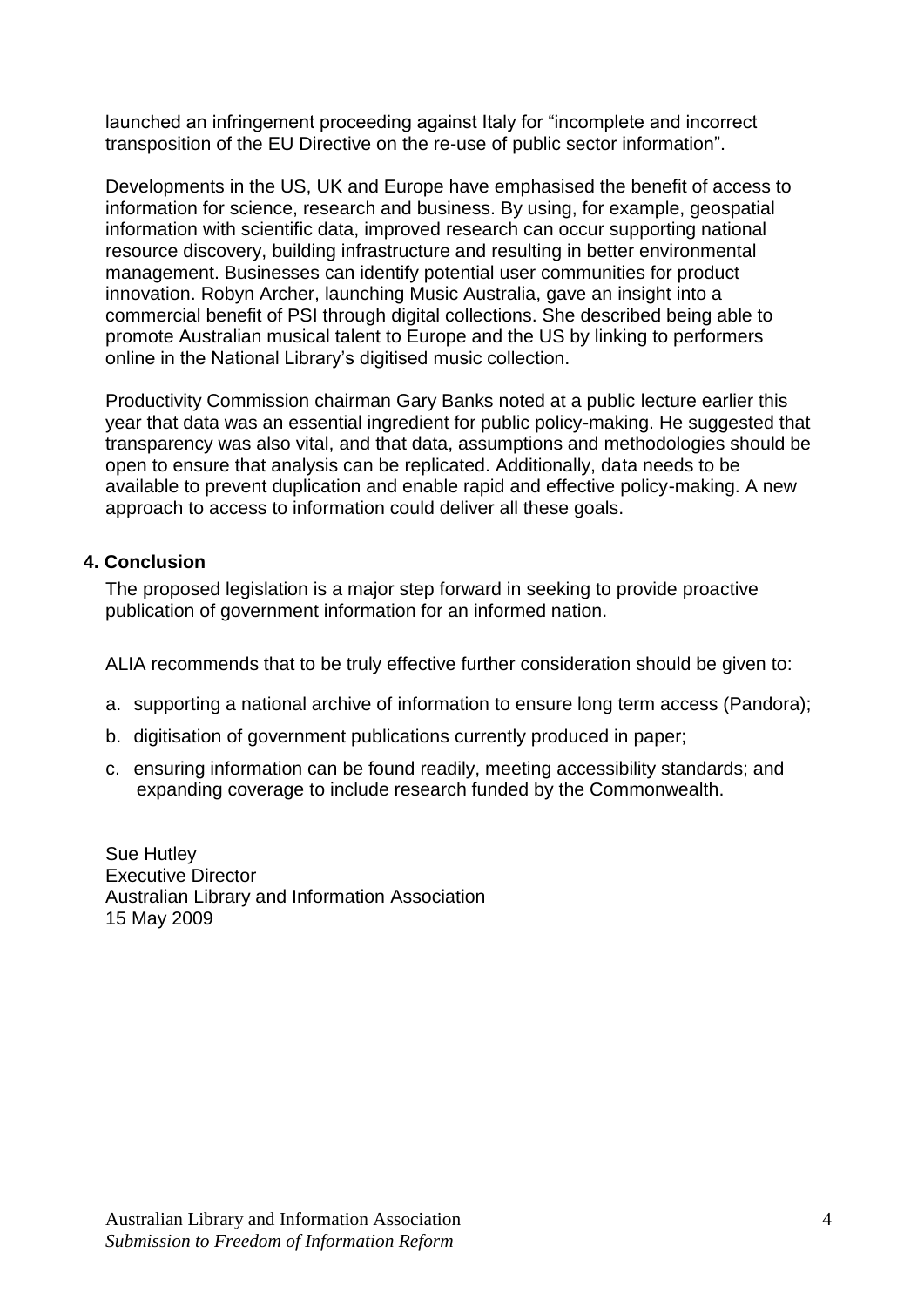launched an infringement proceeding against Italy for “incomplete and incorrect transposition of the EU Directive on the re-use of public sector information”.

Developments in the US, UK and Europe have emphasised the benefit of access to information for science, research and business. By using, for example, geospatial information with scientific data, improved research can occur supporting national resource discovery, building infrastructure and resulting in better environmental management. Businesses can identify potential user communities for product innovation. Robyn Archer, launching Music Australia, gave an insight into a commercial benefit of PSI through digital collections. She described being able to promote Australian musical talent to Europe and the US by linking to performers online in the National Library’s digitised music collection.

Productivity Commission chairman Gary Banks noted at a public lecture earlier this year that data was an essential ingredient for public policy-making. He suggested that transparency was also vital, and that data, assumptions and methodologies should be open to ensure that analysis can be replicated. Additionally, data needs to be available to prevent duplication and enable rapid and effective policy-making. A new approach to access to information could deliver all these goals.

## 4. Conclusion

The proposed legislation is a major step forward in seeking to provide proactive publication of government information for an informed nation.

ALIA recommends that to be truly effective further consideration should be given to:

a. supporting a national archive of information to ensure long term access (Pandora);

b. digitisation of government publications currently produced in paper;

c. ensuring information can be found readily, meeting accessibility standards; and expanding coverage to include research funded by the Commonwealth.

Sue Hutley
Executive Director
Australian Library and Information Association
15 May 2009